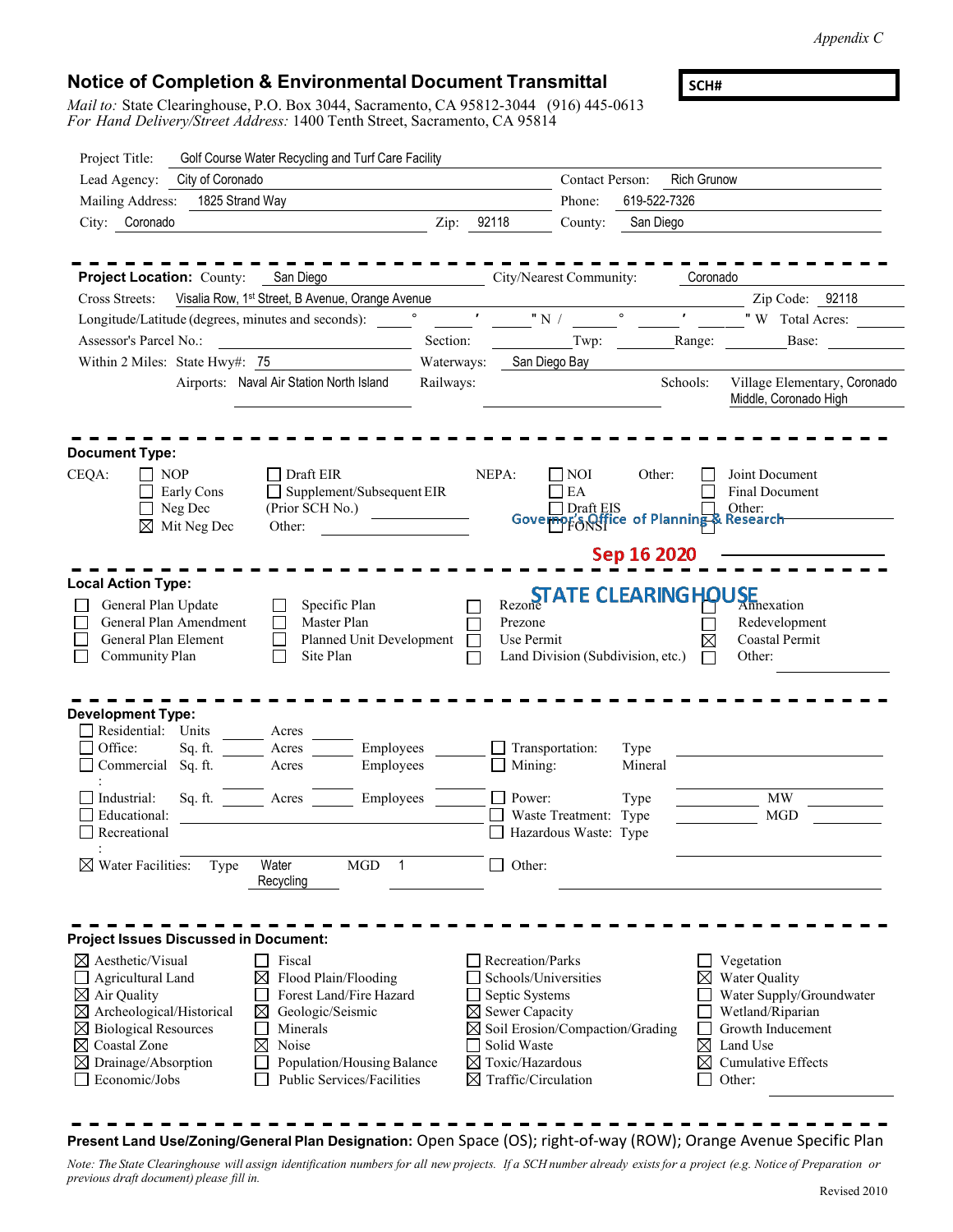*Appendix C*

# Notice of Completion & Environmental Document Transmittal

**SCH#**

*Mail to:* State Clearinghouse, P.O. Box 3044, Sacramento, CA 95812-3044 (916) 445-0613
*For Hand Delivery/Street Address:* 1400 Tenth Street, Sacramento, CA 95814

Project Title: Golf Course Water Recycling and Turf Care Facility

Lead Agency: City of Coronado | Contact Person: Rich Grunow

Mailing Address: 1825 Strand Way | Phone: 619-522-7326

City: Coronado | Zip: 92118 | County: San Diego

---

**Project Location:** County: San Diego | City/Nearest Community: Coronado

Cross Streets: Visalia Row, 1st Street, B Avenue, Orange Avenue | Zip Code: 92118

Longitude/Latitude (degrees, minutes and seconds): ° ′ ″ N / ° ′ ″ W Total Acres:

Assessor's Parcel No.: Section: Twp: Range: Base:

Within 2 Miles: State Hwy#: 75 | Waterways: San Diego Bay

Airports: Naval Air Station North Island | Railways: | Schools: Village Elementary, Coronado Middle, Coronado High

---

**Document Type:**

CEQA:
- ☐ NOP
- ☐ Early Cons
- ☐ Neg Dec
- ☒ Mit Neg Dec
- ☐ Draft EIR
- ☐ Supplement/Subsequent EIR
- (Prior SCH No.)
- Other:

NEPA:
- ☐ NOI
- ☐ EA
- ☐ Draft EIS
- ☐ FONSI

Other:
- ☐ Joint Document
- ☐ Final Document
- ☐ Other:

Governor's Office of Planning & Research

Sep 16 2020

STATE CLEARINGHOUSE

---

**Local Action Type:**

- ☐ General Plan Update
- ☐ General Plan Amendment
- ☐ General Plan Element
- ☐ Community Plan
- ☐ Specific Plan
- ☐ Master Plan
- ☐ Planned Unit Development
- ☐ Site Plan
- ☐ Rezone
- ☐ Prezone
- ☐ Use Permit
- ☐ Land Division (Subdivision, etc.)
- ☐ Annexation
- ☐ Redevelopment
- ☒ Coastal Permit
- ☐ Other:

---

**Development Type:**

- ☐ Residential: Units Acres
- ☐ Office: Sq. ft. Acres Employees
- ☐ Commercial: Sq. ft. Acres Employees
- ☐ Industrial: Sq. ft. Acres Employees
- ☐ Educational:
- ☐ Recreational:
- ☒ Water Facilities: Type Water Recycling MGD 1
- ☐ Transportation: Type
- ☐ Mining: Mineral
- ☐ Power: Type MW
- ☐ Waste Treatment: Type MGD
- ☐ Hazardous Waste: Type
- ☐ Other:

---

**Project Issues Discussed in Document:**

- ☒ Aesthetic/Visual
- ☐ Agricultural Land
- ☒ Air Quality
- ☒ Archeological/Historical
- ☒ Biological Resources
- ☒ Coastal Zone
- ☒ Drainage/Absorption
- ☐ Economic/Jobs
- ☐ Fiscal
- ☒ Flood Plain/Flooding
- ☐ Forest Land/Fire Hazard
- ☒ Geologic/Seismic
- ☐ Minerals
- ☒ Noise
- ☐ Population/Housing Balance
- ☐ Public Services/Facilities
- ☐ Recreation/Parks
- ☐ Schools/Universities
- ☐ Septic Systems
- ☒ Sewer Capacity
- ☒ Soil Erosion/Compaction/Grading
- ☐ Solid Waste
- ☒ Toxic/Hazardous
- ☒ Traffic/Circulation
- ☐ Vegetation
- ☒ Water Quality
- ☐ Water Supply/Groundwater
- ☐ Wetland/Riparian
- ☐ Growth Inducement
- ☒ Land Use
- ☒ Cumulative Effects
- ☐ Other:

---

**Present Land Use/Zoning/General Plan Designation:** Open Space (OS); right-of-way (ROW); Orange Avenue Specific Plan

*Note: The State Clearinghouse will assign identification numbers for all new projects. If a SCH number already exists for a project (e.g. Notice of Preparation or previous draft document) please fill in.*

Revised 2010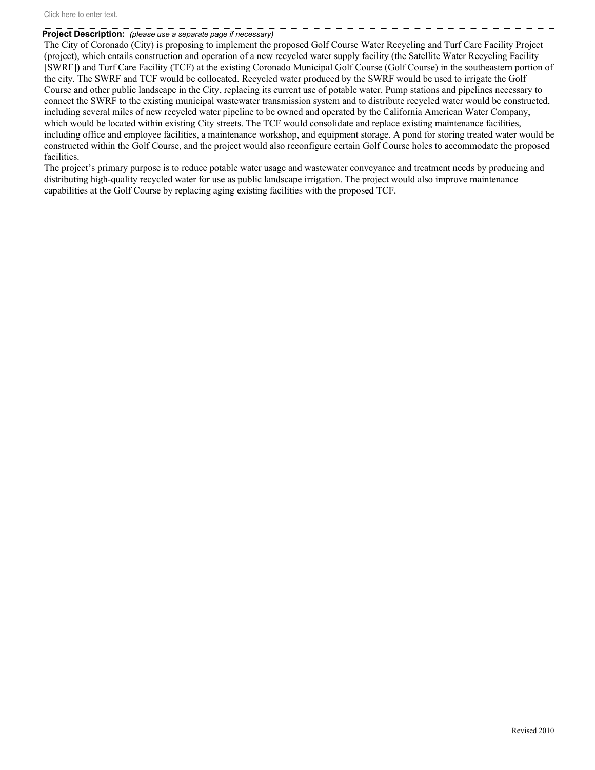Click here to enter text.

**Project Description:** *(please use a separate page if necessary)*

The City of Coronado (City) is proposing to implement the proposed Golf Course Water Recycling and Turf Care Facility Project (project), which entails construction and operation of a new recycled water supply facility (the Satellite Water Recycling Facility [SWRF]) and Turf Care Facility (TCF) at the existing Coronado Municipal Golf Course (Golf Course) in the southeastern portion of the city. The SWRF and TCF would be collocated. Recycled water produced by the SWRF would be used to irrigate the Golf Course and other public landscape in the City, replacing its current use of potable water. Pump stations and pipelines necessary to connect the SWRF to the existing municipal wastewater transmission system and to distribute recycled water would be constructed, including several miles of new recycled water pipeline to be owned and operated by the California American Water Company, which would be located within existing City streets. The TCF would consolidate and replace existing maintenance facilities, including office and employee facilities, a maintenance workshop, and equipment storage. A pond for storing treated water would be constructed within the Golf Course, and the project would also reconfigure certain Golf Course holes to accommodate the proposed facilities.

The project's primary purpose is to reduce potable water usage and wastewater conveyance and treatment needs by producing and distributing high-quality recycled water for use as public landscape irrigation. The project would also improve maintenance capabilities at the Golf Course by replacing aging existing facilities with the proposed TCF.

Revised 2010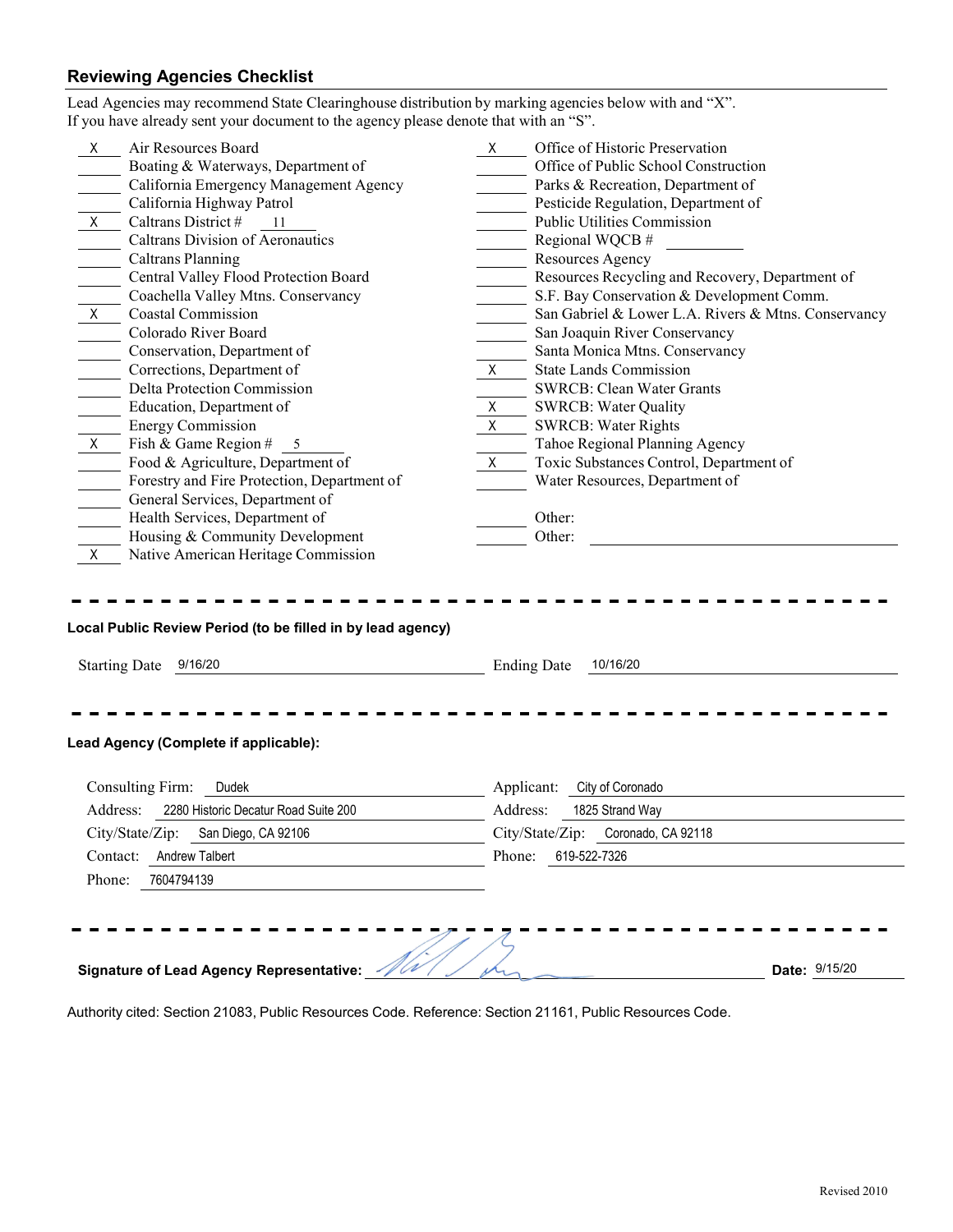## Reviewing Agencies Checklist

Lead Agencies may recommend State Clearinghouse distribution by marking agencies below with and "X".
If you have already sent your document to the agency please denote that with an "S".

| | | | |
|---|---|---|---|
| X | Air Resources Board | X | Office of Historic Preservation |
| | Boating & Waterways, Department of | | Office of Public School Construction |
| | California Emergency Management Agency | | Parks & Recreation, Department of |
| | California Highway Patrol | | Pesticide Regulation, Department of |
| X | Caltrans District # 11 | | Public Utilities Commission |
| | Caltrans Division of Aeronautics | | Regional WQCB # |
| | Caltrans Planning | | Resources Agency |
| | Central Valley Flood Protection Board | | Resources Recycling and Recovery, Department of |
| | Coachella Valley Mtns. Conservancy | | S.F. Bay Conservation & Development Comm. |
| X | Coastal Commission | | San Gabriel & Lower L.A. Rivers & Mtns. Conservancy |
| | Colorado River Board | | San Joaquin River Conservancy |
| | Conservation, Department of | | Santa Monica Mtns. Conservancy |
| | Corrections, Department of | X | State Lands Commission |
| | Delta Protection Commission | | SWRCB: Clean Water Grants |
| | Education, Department of | X | SWRCB: Water Quality |
| | Energy Commission | X | SWRCB: Water Rights |
| X | Fish & Game Region # 5 | | Tahoe Regional Planning Agency |
| | Food & Agriculture, Department of | X | Toxic Substances Control, Department of |
| | Forestry and Fire Protection, Department of | | Water Resources, Department of |
| | General Services, Department of | | |
| | Health Services, Department of | | Other: |
| | Housing & Community Development | | Other: |
| X | Native American Heritage Commission | | |

**Local Public Review Period (to be filled in by lead agency)**

Starting Date 9/16/20 Ending Date 10/16/20

**Lead Agency (Complete if applicable):**

| | |
|---|---|
| Consulting Firm: Dudek | Applicant: City of Coronado |
| Address: 2280 Historic Decatur Road Suite 200 | Address: 1825 Strand Way |
| City/State/Zip: San Diego, CA 92106 | City/State/Zip: Coronado, CA 92118 |
| Contact: Andrew Talbert | Phone: 619-522-7326 |
| Phone: 7604794139 | |

**Signature of Lead Agency Representative:** [signature] **Date:** 9/15/20

Authority cited: Section 21083, Public Resources Code. Reference: Section 21161, Public Resources Code.

Revised 2010